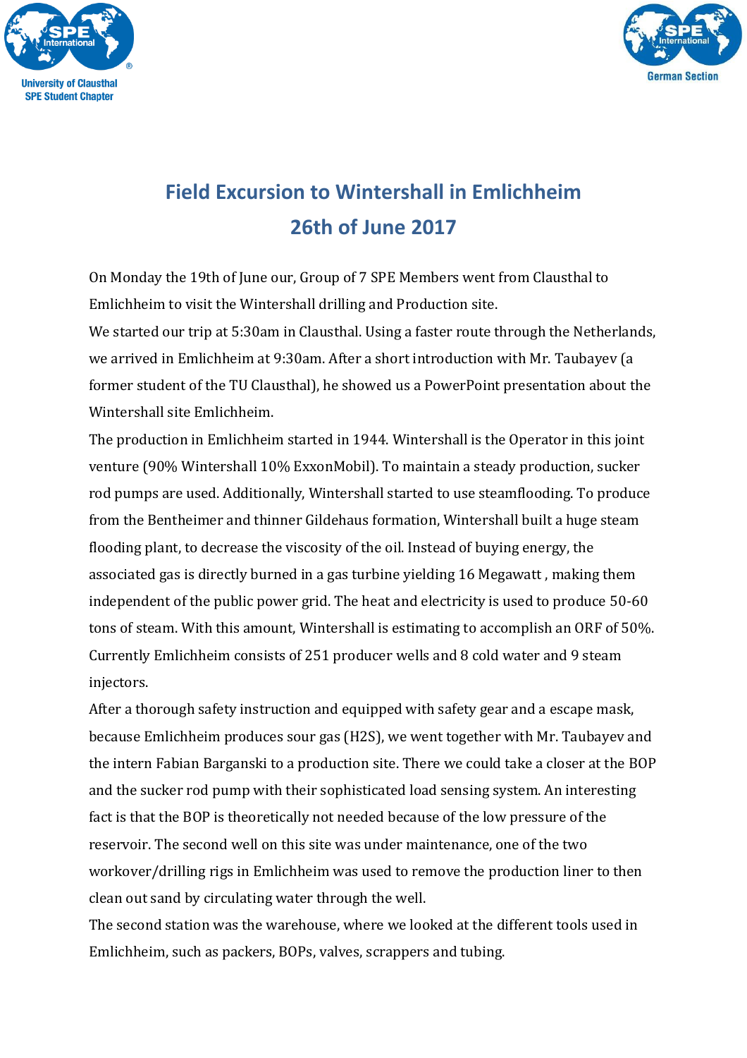# Field Excursion to Wintershall in Emlichheim
## 26th of June 2017

On Monday the 19th of June our, Group of 7 SPE Members went from Clausthal to Emlichheim to visit the Wintershall drilling and Production site.

We started our trip at 5:30am in Clausthal. Using a faster route through the Netherlands, we arrived in Emlichheim at 9:30am. After a short introduction with Mr. Taubayev (a former student of the TU Clausthal), he showed us a PowerPoint presentation about the Wintershall site Emlichheim.

The production in Emlichheim started in 1944. Wintershall is the Operator in this joint venture (90% Wintershall 10% ExxonMobil). To maintain a steady production, sucker rod pumps are used. Additionally, Wintershall started to use steamflooding. To produce from the Bentheimer and thinner Gildehaus formation, Wintershall built a huge steam flooding plant, to decrease the viscosity of the oil. Instead of buying energy, the associated gas is directly burned in a gas turbine yielding 16 Megawatt , making them independent of the public power grid. The heat and electricity is used to produce 50-60 tons of steam. With this amount, Wintershall is estimating to accomplish an ORF of 50%. Currently Emlichheim consists of 251 producer wells and 8 cold water and 9 steam injectors.

After a thorough safety instruction and equipped with safety gear and a escape mask, because Emlichheim produces sour gas ($H_2S$), we went together with Mr. Taubayev and the intern Fabian Barganski to a production site. There we could take a closer at the BOP and the sucker rod pump with their sophisticated load sensing system. An interesting fact is that the BOP is theoretically not needed because of the low pressure of the reservoir. The second well on this site was under maintenance, one of the two workover/drilling rigs in Emlichheim was used to remove the production liner to then clean out sand by circulating water through the well.

The second station was the warehouse, where we looked at the different tools used in Emlichheim, such as packers, BOPs, valves, scrappers and tubing.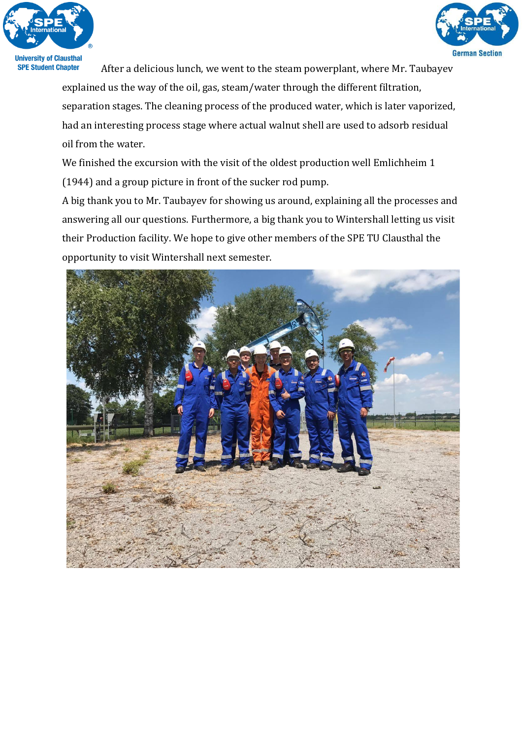After a delicious lunch, we went to the steam powerplant, where Mr. Taubayev explained us the way of the oil, gas, steam/water through the different filtration, separation stages. The cleaning process of the produced water, which is later vaporized, had an interesting process stage where actual walnut shell are used to adsorb residual oil from the water.

We finished the excursion with the visit of the oldest production well Emlichheim 1 (1944) and a group picture in front of the sucker rod pump.

A big thank you to Mr. Taubayev for showing us around, explaining all the processes and answering all our questions. Furthermore, a big thank you to Wintershall letting us visit their Production facility. We hope to give other members of the SPE TU Clausthal the opportunity to visit Wintershall next semester.